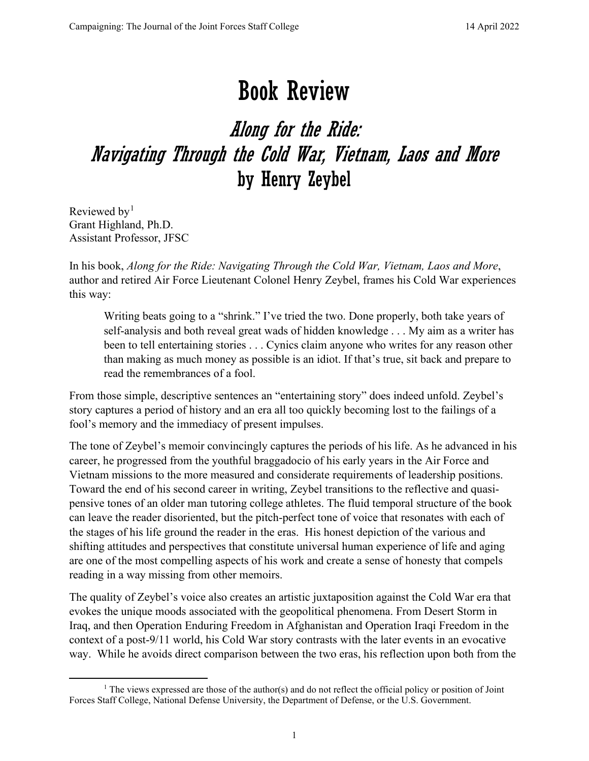# Book Review

## *Along for the Ride: Navigating Through the Cold War, Vietnam, Laos and More*
## by Henry Zeybel

Reviewed by[1]
Grant Highland, Ph.D.
Assistant Professor, JFSC

In his book, *Along for the Ride: Navigating Through the Cold War, Vietnam, Laos and More*, author and retired Air Force Lieutenant Colonel Henry Zeybel, frames his Cold War experiences this way:

> Writing beats going to a "shrink." I've tried the two. Done properly, both take years of self-analysis and both reveal great wads of hidden knowledge . . . My aim as a writer has been to tell entertaining stories . . . Cynics claim anyone who writes for any reason other than making as much money as possible is an idiot. If that's true, sit back and prepare to read the remembrances of a fool.

From those simple, descriptive sentences an "entertaining story" does indeed unfold. Zeybel's story captures a period of history and an era all too quickly becoming lost to the failings of a fool's memory and the immediacy of present impulses.

The tone of Zeybel's memoir convincingly captures the periods of his life. As he advanced in his career, he progressed from the youthful braggadocio of his early years in the Air Force and Vietnam missions to the more measured and considerate requirements of leadership positions. Toward the end of his second career in writing, Zeybel transitions to the reflective and quasi-pensive tones of an older man tutoring college athletes. The fluid temporal structure of the book can leave the reader disoriented, but the pitch-perfect tone of voice that resonates with each of the stages of his life ground the reader in the eras. His honest depiction of the various and shifting attitudes and perspectives that constitute universal human experience of life and aging are one of the most compelling aspects of his work and create a sense of honesty that compels reading in a way missing from other memoirs.

The quality of Zeybel's voice also creates an artistic juxtaposition against the Cold War era that evokes the unique moods associated with the geopolitical phenomena. From Desert Storm in Iraq, and then Operation Enduring Freedom in Afghanistan and Operation Iraqi Freedom in the context of a post-9/11 world, his Cold War story contrasts with the later events in an evocative way. While he avoids direct comparison between the two eras, his reflection upon both from the

[1] The views expressed are those of the author(s) and do not reflect the official policy or position of Joint Forces Staff College, National Defense University, the Department of Defense, or the U.S. Government.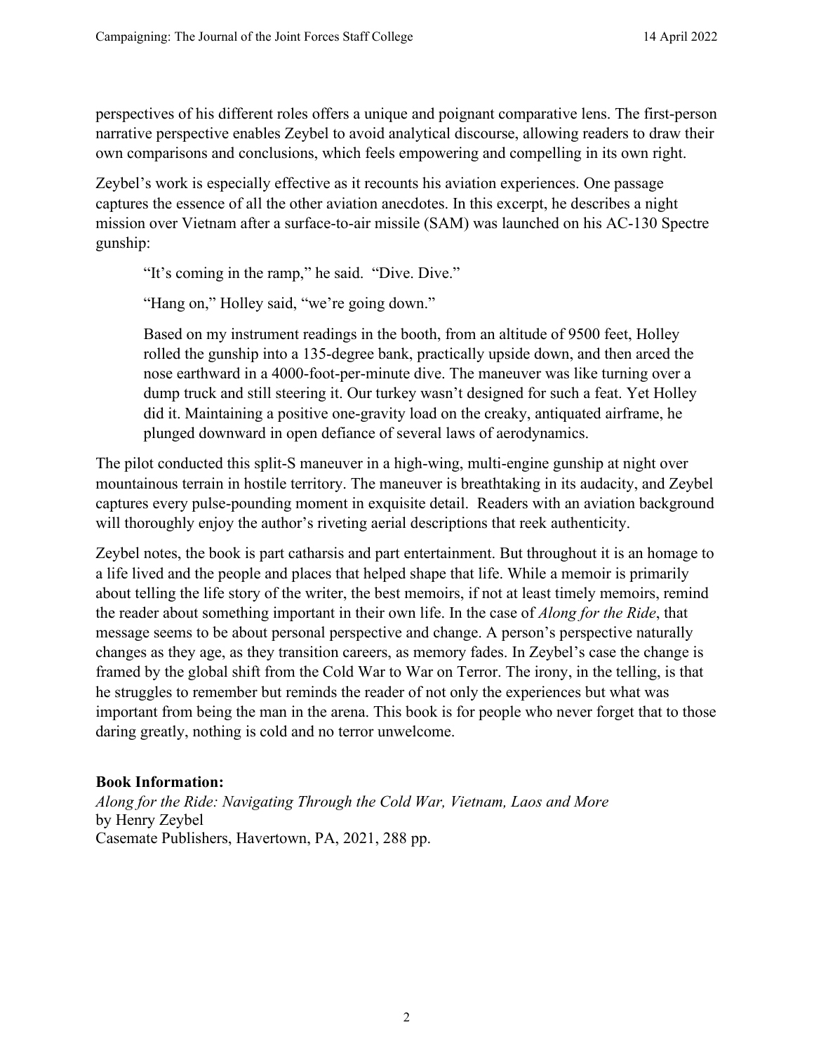perspectives of his different roles offers a unique and poignant comparative lens. The first-person narrative perspective enables Zeybel to avoid analytical discourse, allowing readers to draw their own comparisons and conclusions, which feels empowering and compelling in its own right.

Zeybel's work is especially effective as it recounts his aviation experiences. One passage captures the essence of all the other aviation anecdotes. In this excerpt, he describes a night mission over Vietnam after a surface-to-air missile (SAM) was launched on his AC-130 Spectre gunship:

> "It's coming in the ramp," he said. "Dive. Dive."
>
> "Hang on," Holley said, "we're going down."
>
> Based on my instrument readings in the booth, from an altitude of 9500 feet, Holley rolled the gunship into a 135-degree bank, practically upside down, and then arced the nose earthward in a 4000-foot-per-minute dive. The maneuver was like turning over a dump truck and still steering it. Our turkey wasn't designed for such a feat. Yet Holley did it. Maintaining a positive one-gravity load on the creaky, antiquated airframe, he plunged downward in open defiance of several laws of aerodynamics.

The pilot conducted this split-S maneuver in a high-wing, multi-engine gunship at night over mountainous terrain in hostile territory. The maneuver is breathtaking in its audacity, and Zeybel captures every pulse-pounding moment in exquisite detail. Readers with an aviation background will thoroughly enjoy the author's riveting aerial descriptions that reek authenticity.

Zeybel notes, the book is part catharsis and part entertainment. But throughout it is an homage to a life lived and the people and places that helped shape that life. While a memoir is primarily about telling the life story of the writer, the best memoirs, if not at least timely memoirs, remind the reader about something important in their own life. In the case of *Along for the Ride*, that message seems to be about personal perspective and change. A person's perspective naturally changes as they age, as they transition careers, as memory fades. In Zeybel's case the change is framed by the global shift from the Cold War to War on Terror. The irony, in the telling, is that he struggles to remember but reminds the reader of not only the experiences but what was important from being the man in the arena. This book is for people who never forget that to those daring greatly, nothing is cold and no terror unwelcome.

**Book Information:**
*Along for the Ride: Navigating Through the Cold War, Vietnam, Laos and More*
by Henry Zeybel
Casemate Publishers, Havertown, PA, 2021, 288 pp.